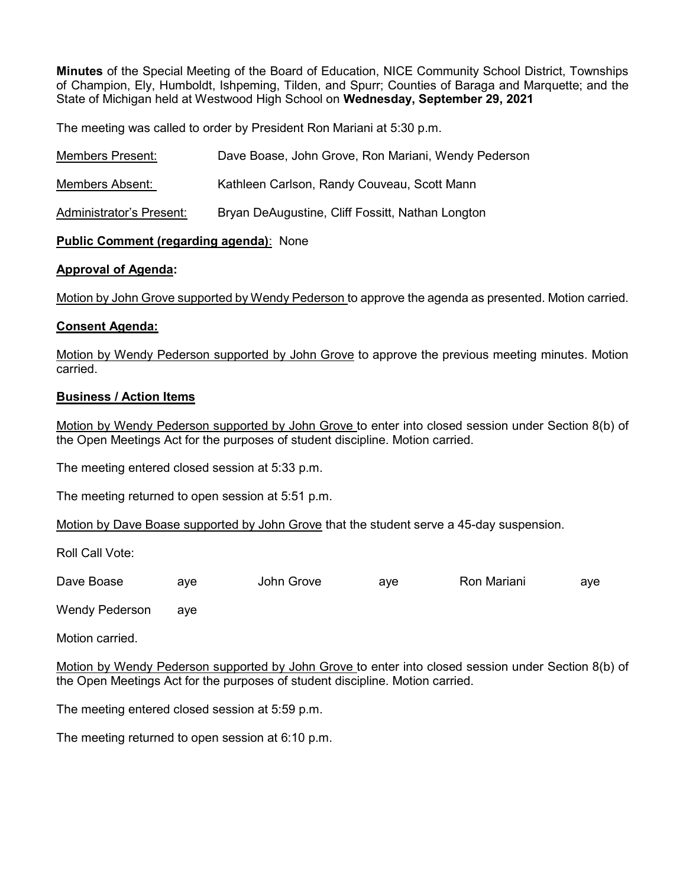**Minutes** of the Special Meeting of the Board of Education, NICE Community School District, Townships of Champion, Ely, Humboldt, Ishpeming, Tilden, and Spurr; Counties of Baraga and Marquette; and the State of Michigan held at Westwood High School on **Wednesday, September 29, 2021**

The meeting was called to order by President Ron Mariani at 5:30 p.m.

Members Present: Dave Boase, John Grove, Ron Mariani, Wendy Pederson

Members Absent: Kathleen Carlson, Randy Couveau, Scott Mann

Administrator's Present: Bryan DeAugustine, Cliff Fossitt, Nathan Longton

**Public Comment (regarding agenda)**: None

**Approval of Agenda:**

Motion by John Grove supported by Wendy Pederson to approve the agenda as presented. Motion carried.

**Consent Agenda:**

Motion by Wendy Pederson supported by John Grove to approve the previous meeting minutes. Motion carried.

**Business / Action Items**

Motion by Wendy Pederson supported by John Grove to enter into closed session under Section 8(b) of the Open Meetings Act for the purposes of student discipline. Motion carried.

The meeting entered closed session at 5:33 p.m.

The meeting returned to open session at 5:51 p.m.

Motion by Dave Boase supported by John Grove that the student serve a 45-day suspension.

Roll Call Vote:

| | | | | | |
|---|---|---|---|---|---|
| Dave Boase | aye | John Grove | aye | Ron Mariani | aye |
| Wendy Pederson | aye | | | | |

Motion carried.

Motion by Wendy Pederson supported by John Grove to enter into closed session under Section 8(b) of the Open Meetings Act for the purposes of student discipline. Motion carried.

The meeting entered closed session at 5:59 p.m.

The meeting returned to open session at 6:10 p.m.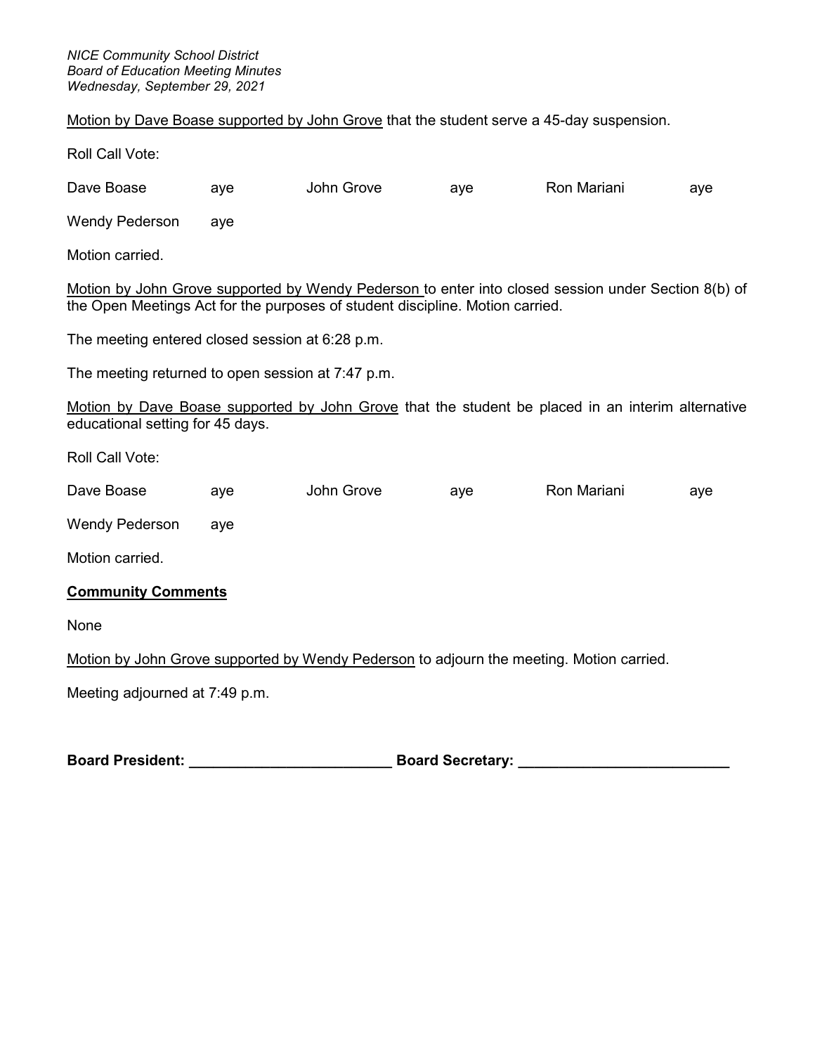Motion by Dave Boase supported by John Grove that the student serve a 45-day suspension.

Roll Call Vote:

| | | | | | |
|---|---|---|---|---|---|
| Dave Boase | aye | John Grove | aye | Ron Mariani | aye |
| Wendy Pederson | aye | | | | |

Motion carried.

Motion by John Grove supported by Wendy Pederson to enter into closed session under Section 8(b) of the Open Meetings Act for the purposes of student discipline. Motion carried.

The meeting entered closed session at 6:28 p.m.

The meeting returned to open session at 7:47 p.m.

Motion by Dave Boase supported by John Grove that the student be placed in an interim alternative educational setting for 45 days.

Roll Call Vote:

| | | | | | |
|---|---|---|---|---|---|
| Dave Boase | aye | John Grove | aye | Ron Mariani | aye |
| Wendy Pederson | aye | | | | |

Motion carried.

**Community Comments**

None

Motion by John Grove supported by Wendy Pederson to adjourn the meeting. Motion carried.

Meeting adjourned at 7:49 p.m.

**Board President:** ________________________ **Board Secretary:** ________________________